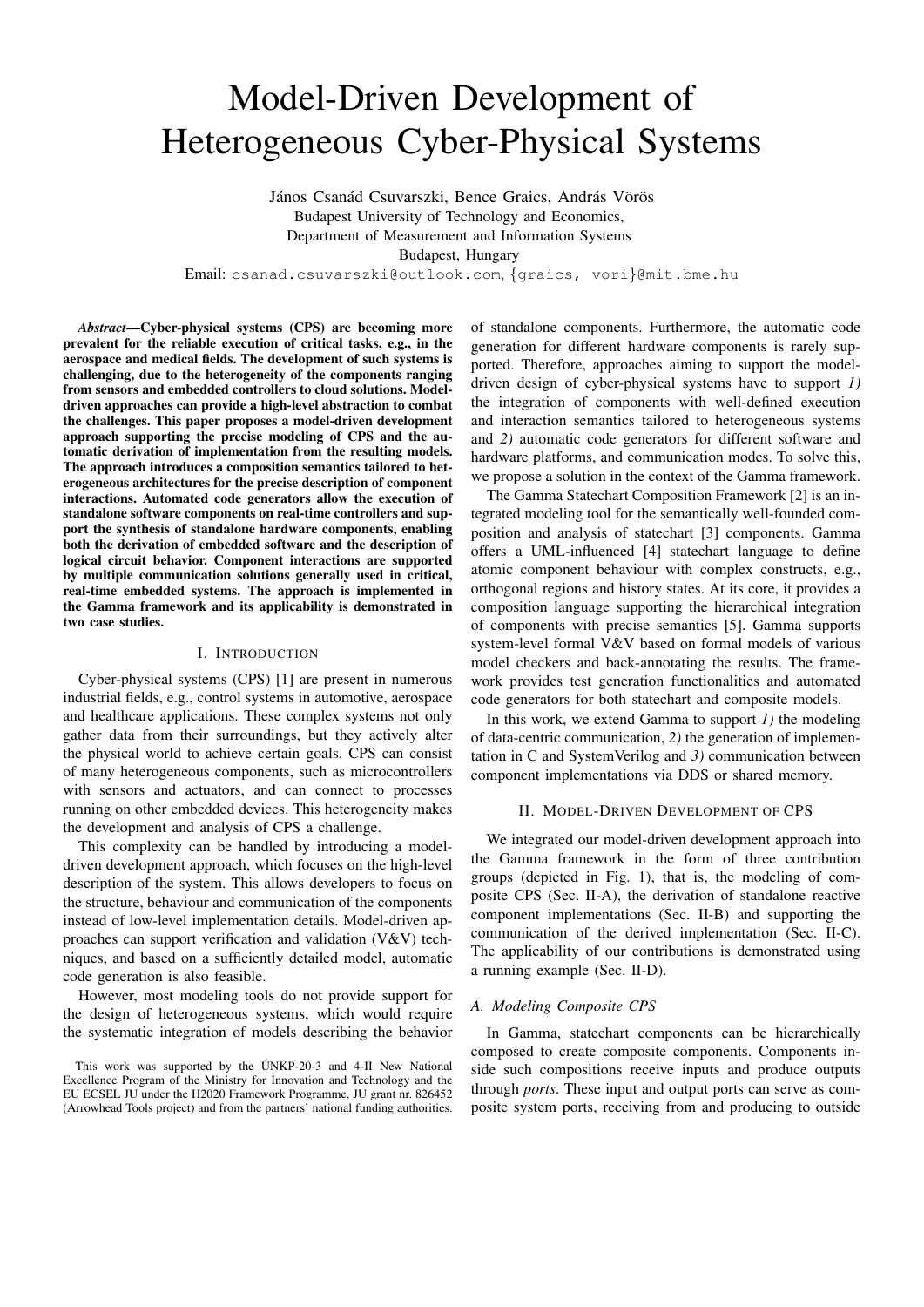# Model-Driven Development of Heterogeneous Cyber-Physical Systems

János Csanád Csuvarszki, Bence Graics, András Vörös
Budapest University of Technology and Economics,
Department of Measurement and Information Systems
Budapest, Hungary
Email: csanad.csuvarszki@outlook.com, {graics, vori}@mit.bme.hu

***Abstract*—Cyber-physical systems (CPS) are becoming more prevalent for the reliable execution of critical tasks, e.g., in the aerospace and medical fields. The development of such systems is challenging, due to the heterogeneity of the components ranging from sensors and embedded controllers to cloud solutions. Model-driven approaches can provide a high-level abstraction to combat the challenges. This paper proposes a model-driven development approach supporting the precise modeling of CPS and the automatic derivation of implementation from the resulting models. The approach introduces a composition semantics tailored to heterogeneous architectures for the precise description of component interactions. Automated code generators allow the execution of standalone software components on real-time controllers and support the synthesis of standalone hardware components, enabling both the derivation of embedded software and the description of logical circuit behavior. Component interactions are supported by multiple communication solutions generally used in critical, real-time embedded systems. The approach is implemented in the Gamma framework and its applicability is demonstrated in two case studies.**

## I. Introduction

Cyber-physical systems (CPS) [1] are present in numerous industrial fields, e.g., control systems in automotive, aerospace and healthcare applications. These complex systems not only gather data from their surroundings, but they actively alter the physical world to achieve certain goals. CPS can consist of many heterogeneous components, such as microcontrollers with sensors and actuators, and can connect to processes running on other embedded devices. This heterogeneity makes the development and analysis of CPS a challenge.

This complexity can be handled by introducing a model-driven development approach, which focuses on the high-level description of the system. This allows developers to focus on the structure, behaviour and communication of the components instead of low-level implementation details. Model-driven approaches can support verification and validation (V&V) techniques, and based on a sufficiently detailed model, automatic code generation is also feasible.

However, most modeling tools do not provide support for the design of heterogeneous systems, which would require the systematic integration of models describing the behavior of standalone components. Furthermore, the automatic code generation for different hardware components is rarely supported. Therefore, approaches aiming to support the model-driven design of cyber-physical systems have to support *1)* the integration of components with well-defined execution and interaction semantics tailored to heterogeneous systems and *2)* automatic code generators for different software and hardware platforms, and communication modes. To solve this, we propose a solution in the context of the Gamma framework.

The Gamma Statechart Composition Framework [2] is an integrated modeling tool for the semantically well-founded composition and analysis of statechart [3] components. Gamma offers a UML-influenced [4] statechart language to define atomic component behaviour with complex constructs, e.g., orthogonal regions and history states. At its core, it provides a composition language supporting the hierarchical integration of components with precise semantics [5]. Gamma supports system-level formal V&V based on formal models of various model checkers and back-annotating the results. The framework provides test generation functionalities and automated code generators for both statechart and composite models.

In this work, we extend Gamma to support *1)* the modeling of data-centric communication, *2)* the generation of implementation in C and SystemVerilog and *3)* communication between component implementations via DDS or shared memory.

## II. Model-Driven Development of CPS

We integrated our model-driven development approach into the Gamma framework in the form of three contribution groups (depicted in Fig. 1), that is, the modeling of composite CPS (Sec. II-A), the derivation of standalone reactive component implementations (Sec. II-B) and supporting the communication of the derived implementation (Sec. II-C). The applicability of our contributions is demonstrated using a running example (Sec. II-D).

### *A. Modeling Composite CPS*

In Gamma, statechart components can be hierarchically composed to create composite components. Components inside such compositions receive inputs and produce outputs through *ports*. These input and output ports can serve as composite system ports, receiving from and producing to outside

This work was supported by the ÚNKP-20-3 and 4-II New National Excellence Program of the Ministry for Innovation and Technology and the EU ECSEL JU under the H2020 Framework Programme, JU grant nr. 826452 (Arrowhead Tools project) and from the partners' national funding authorities.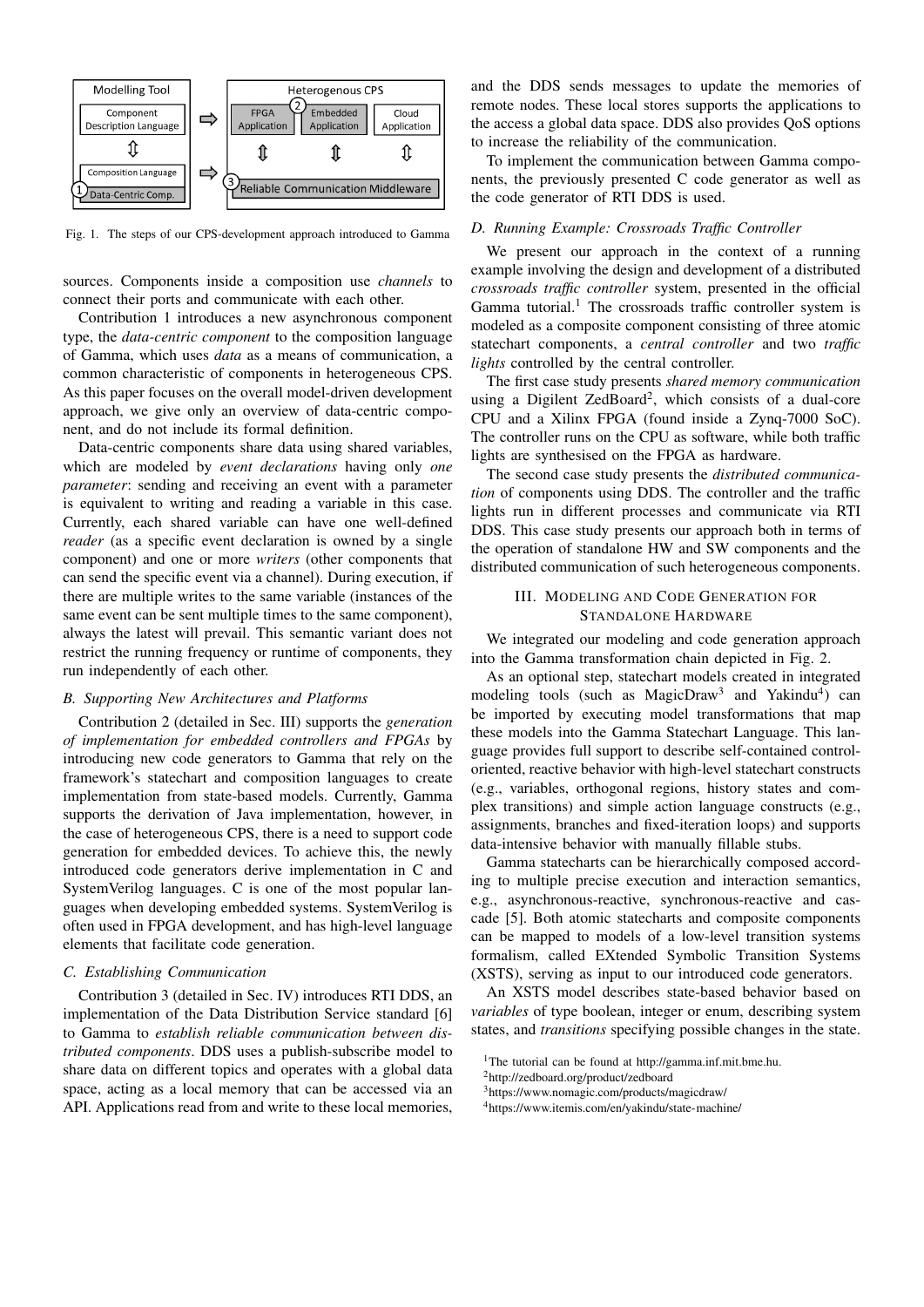Fig. 1. The steps of our CPS-development approach introduced to Gamma

sources. Components inside a composition use *channels* to connect their ports and communicate with each other.

Contribution 1 introduces a new asynchronous component type, the *data-centric component* to the composition language of Gamma, which uses *data* as a means of communication, a common characteristic of components in heterogeneous CPS. As this paper focuses on the overall model-driven development approach, we give only an overview of data-centric component, and do not include its formal definition.

Data-centric components share data using shared variables, which are modeled by *event declarations* having only *one parameter*: sending and receiving an event with a parameter is equivalent to writing and reading a variable in this case. Currently, each shared variable can have one well-defined *reader* (as a specific event declaration is owned by a single component) and one or more *writers* (other components that can send the specific event via a channel). During execution, if there are multiple writes to the same variable (instances of the same event can be sent multiple times to the same component), always the latest will prevail. This semantic variant does not restrict the running frequency or runtime of components, they run independently of each other.

### B. Supporting New Architectures and Platforms

Contribution 2 (detailed in Sec. III) supports the *generation of implementation for embedded controllers and FPGAs* by introducing new code generators to Gamma that rely on the framework's statechart and composition languages to create implementation from state-based models. Currently, Gamma supports the derivation of Java implementation, however, in the case of heterogeneous CPS, there is a need to support code generation for embedded devices. To achieve this, the newly introduced code generators derive implementation in C and SystemVerilog languages. C is one of the most popular languages when developing embedded systems. SystemVerilog is often used in FPGA development, and has high-level language elements that facilitate code generation.

### C. Establishing Communication

Contribution 3 (detailed in Sec. IV) introduces RTI DDS, an implementation of the Data Distribution Service standard [6] to Gamma to *establish reliable communication between distributed components*. DDS uses a publish-subscribe model to share data on different topics and operates with a global data space, acting as a local memory that can be accessed via an API. Applications read from and write to these local memories, and the DDS sends messages to update the memories of remote nodes. These local stores supports the applications to the access a global data space. DDS also provides QoS options to increase the reliability of the communication.

To implement the communication between Gamma components, the previously presented C code generator as well as the code generator of RTI DDS is used.

### D. Running Example: Crossroads Traffic Controller

We present our approach in the context of a running example involving the design and development of a distributed *crossroads traffic controller* system, presented in the official Gamma tutorial.[1] The crossroads traffic controller system is modeled as a composite component consisting of three atomic statechart components, a *central controller* and two *traffic lights* controlled by the central controller.

The first case study presents *shared memory communication* using a Digilent ZedBoard[2], which consists of a dual-core CPU and a Xilinx FPGA (found inside a Zynq-7000 SoC). The controller runs on the CPU as software, while both traffic lights are synthesised on the FPGA as hardware.

The second case study presents the *distributed communication* of components using DDS. The controller and the traffic lights run in different processes and communicate via RTI DDS. This case study presents our approach both in terms of the operation of standalone HW and SW components and the distributed communication of such heterogeneous components.

## III. Modeling and Code Generation for Standalone Hardware

We integrated our modeling and code generation approach into the Gamma transformation chain depicted in Fig. 2.

As an optional step, statechart models created in integrated modeling tools (such as MagicDraw[3] and Yakindu[4]) can be imported by executing model transformations that map these models into the Gamma Statechart Language. This language provides full support to describe self-contained control-oriented, reactive behavior with high-level statechart constructs (e.g., variables, orthogonal regions, history states and complex transitions) and simple action language constructs (e.g., assignments, branches and fixed-iteration loops) and supports data-intensive behavior with manually fillable stubs.

Gamma statecharts can be hierarchically composed according to multiple precise execution and interaction semantics, e.g., asynchronous-reactive, synchronous-reactive and cascade [5]. Both atomic statecharts and composite components can be mapped to models of a low-level transition systems formalism, called EXtended Symbolic Transition Systems (XSTS), serving as input to our introduced code generators.

An XSTS model describes state-based behavior based on *variables* of type boolean, integer or enum, describing system states, and *transitions* specifying possible changes in the state.

[1] The tutorial can be found at http://gamma.inf.mit.bme.hu.

[2] http://zedboard.org/product/zedboard

[3] https://www.nomagic.com/products/magicdraw/

[4] https://www.itemis.com/en/yakindu/state-machine/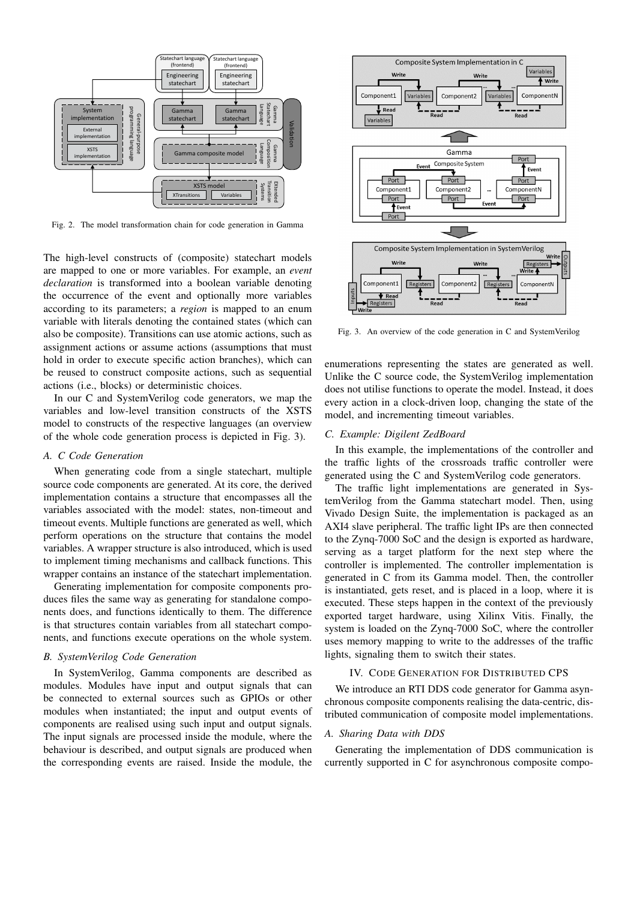Fig. 2. The model transformation chain for code generation in Gamma

The high-level constructs of (composite) statechart models are mapped to one or more variables. For example, an *event declaration* is transformed into a boolean variable denoting the occurrence of the event and optionally more variables according to its parameters; a *region* is mapped to an enum variable with literals denoting the contained states (which can also be composite). Transitions can use atomic actions, such as assignment actions or assume actions (assumptions that must hold in order to execute specific action branches), which can be reused to construct composite actions, such as sequential actions (i.e., blocks) or deterministic choices.

In our C and SystemVerilog code generators, we map the variables and low-level transition constructs of the XSTS model to constructs of the respective languages (an overview of the whole code generation process is depicted in Fig. 3).

### A. C Code Generation

When generating code from a single statechart, multiple source code components are generated. At its core, the derived implementation contains a structure that encompasses all the variables associated with the model: states, non-timeout and timeout events. Multiple functions are generated as well, which perform operations on the structure that contains the model variables. A wrapper structure is also introduced, which is used to implement timing mechanisms and callback functions. This wrapper contains an instance of the statechart implementation.

Generating implementation for composite components produces files the same way as generating for standalone components does, and functions identically to them. The difference is that structures contain variables from all statechart components, and functions execute operations on the whole system.

### B. SystemVerilog Code Generation

In SystemVerilog, Gamma components are described as modules. Modules have input and output signals that can be connected to external sources such as GPIOs or other modules when instantiated; the input and output events of components are realised using such input and output signals. The input signals are processed inside the module, where the behaviour is described, and output signals are produced when the corresponding events are raised. Inside the module, the enumerations representing the states are generated as well. Unlike the C source code, the SystemVerilog implementation does not utilise functions to operate the model. Instead, it does every action in a clock-driven loop, changing the state of the model, and incrementing timeout variables.

Fig. 3. An overview of the code generation in C and SystemVerilog

### C. Example: Digilent ZedBoard

In this example, the implementations of the controller and the traffic lights of the crossroads traffic controller were generated using the C and SystemVerilog code generators.

The traffic light implementations are generated in SystemVerilog from the Gamma statechart model. Then, using Vivado Design Suite, the implementation is packaged as an AXI4 slave peripheral. The traffic light IPs are then connected to the Zynq-7000 SoC and the design is exported as hardware, serving as a target platform for the next step where the controller is implemented. The controller implementation is generated in C from its Gamma model. Then, the controller is instantiated, gets reset, and is placed in a loop, where it is executed. These steps happen in the context of the previously exported target hardware, using Xilinx Vitis. Finally, the system is loaded on the Zynq-7000 SoC, where the controller uses memory mapping to write to the addresses of the traffic lights, signaling them to switch their states.

## IV. Code Generation for Distributed CPS

We introduce an RTI DDS code generator for Gamma asynchronous composite components realising the data-centric, distributed communication of composite model implementations.

### A. Sharing Data with DDS

Generating the implementation of DDS communication is currently supported in C for asynchronous composite compo-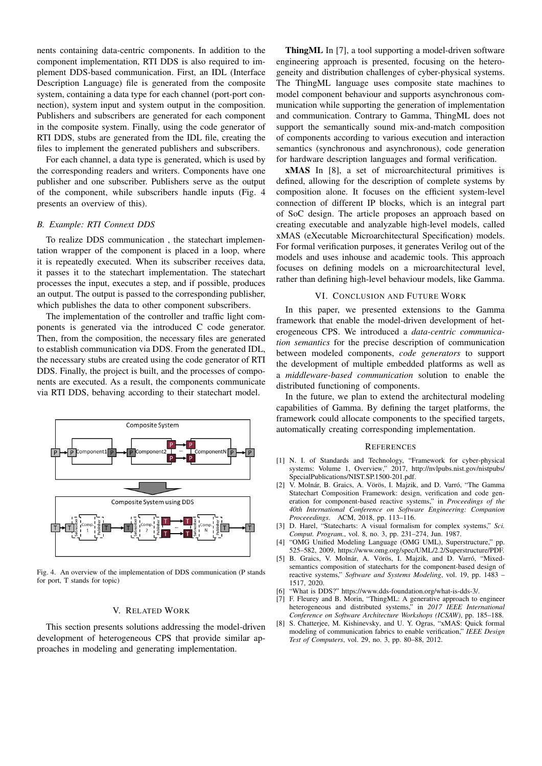nents containing data-centric components. In addition to the component implementation, RTI DDS is also required to implement DDS-based communication. First, an IDL (Interface Description Language) file is generated from the composite system, containing a data type for each channel (port-port connection), system input and system output in the composition. Publishers and subscribers are generated for each component in the composite system. Finally, using the code generator of RTI DDS, stubs are generated from the IDL file, creating the files to implement the generated publishers and subscribers.

For each channel, a data type is generated, which is used by the corresponding readers and writers. Components have one publisher and one subscriber. Publishers serve as the output of the component, while subscribers handle inputs (Fig. 4 presents an overview of this).

### B. Example: RTI Connext DDS

To realize DDS communication , the statechart implementation wrapper of the component is placed in a loop, where it is repeatedly executed. When its subscriber receives data, it passes it to the statechart implementation. The statechart processes the input, executes a step, and if possible, produces an output. The output is passed to the corresponding publisher, which publishes the data to other component subscribers.

The implementation of the controller and traffic light components is generated via the introduced C code generator. Then, from the composition, the necessary files are generated to establish communication via DDS. From the generated IDL, the necessary stubs are created using the code generator of RTI DDS. Finally, the project is built, and the processes of components are executed. As a result, the components communicate via RTI DDS, behaving according to their statechart model.

Composite System

P P Component1 P P Component2 P P ... P P ComponentN P P

Composite System using DDS

T T Subscriber Comp. 1 Publisher T T Subscriber Comp. 2 Publisher T T ... T T Subscriber Comp. N Publisher T T

Fig. 4. An overview of the implementation of DDS communication (P stands for port, T stands for topic)

## V. Related Work

This section presents solutions addressing the model-driven development of heterogeneous CPS that provide similar approaches in modeling and generating implementation.

**ThingML** In [7], a tool supporting a model-driven software engineering approach is presented, focusing on the heterogeneity and distribution challenges of cyber-physical systems. The ThingML language uses composite state machines to model component behaviour and supports asynchronous communication while supporting the generation of implementation and communication. Contrary to Gamma, ThingML does not support the semantically sound mix-and-match composition of components according to various execution and interaction semantics (synchronous and asynchronous), code generation for hardware description languages and formal verification.

**xMAS** In [8], a set of microarchitectural primitives is defined, allowing for the description of complete systems by composition alone. It focuses on the efficient system-level connection of different IP blocks, which is an integral part of SoC design. The article proposes an approach based on creating executable and analyzable high-level models, called xMAS (eXecutable Microarchitectural Specification) models. For formal verification purposes, it generates Verilog out of the models and uses inhouse and academic tools. This approach focuses on defining models on a microarchitectural level, rather than defining high-level behaviour models, like Gamma.

## VI. Conclusion and Future Work

In this paper, we presented extensions to the Gamma framework that enable the model-driven development of heterogeneous CPS. We introduced a *data-centric communication semantics* for the precise description of communication between modeled components, *code generators* to support the development of multiple embedded platforms as well as a *middleware-based communication* solution to enable the distributed functioning of components.

In the future, we plan to extend the architectural modeling capabilities of Gamma. By defining the target platforms, the framework could allocate components to the specified targets, automatically creating corresponding implementation.

## References

[1] N. I. of Standards and Technology, "Framework for cyber-physical systems: Volume 1, Overview," 2017, http://nvlpubs.nist.gov/nistpubs/SpecialPublications/NIST.SP.1500-201.pdf.

[2] V. Molnár, B. Graics, A. Vörös, I. Majzik, and D. Varró, "The Gamma Statechart Composition Framework: design, verification and code generation for component-based reactive systems," in *Proceedings of the 40th International Conference on Software Engineering: Companion Proceeedings*. ACM, 2018, pp. 113–116.

[3] D. Harel, "Statecharts: A visual formalism for complex systems," *Sci. Comput. Program.*, vol. 8, no. 3, pp. 231–274, Jun. 1987.

[4] "OMG Unified Modeling Language (OMG UML), Superstructure," pp. 525–582, 2009, https://www.omg.org/spec/UML/2.2/Superstructure/PDF.

[5] B. Graics, V. Molnár, A. Vörös, I. Majzik, and D. Varró, "Mixed-semantics composition of statecharts for the component-based design of reactive systems," *Software and Systems Modeling*, vol. 19, pp. 1483 – 1517, 2020.

[6] "What is DDS?" https://www.dds-foundation.org/what-is-dds-3/.

[7] F. Fleurey and B. Morin, "ThingML: A generative approach to engineer heterogeneous and distributed systems," in *2017 IEEE International Conference on Software Architecture Workshops (ICSAW)*, pp. 185–188.

[8] S. Chatterjee, M. Kishinevsky, and U. Y. Ogras, "xMAS: Quick formal modeling of communication fabrics to enable verification," *IEEE Design Test of Computers*, vol. 29, no. 3, pp. 80–88, 2012.